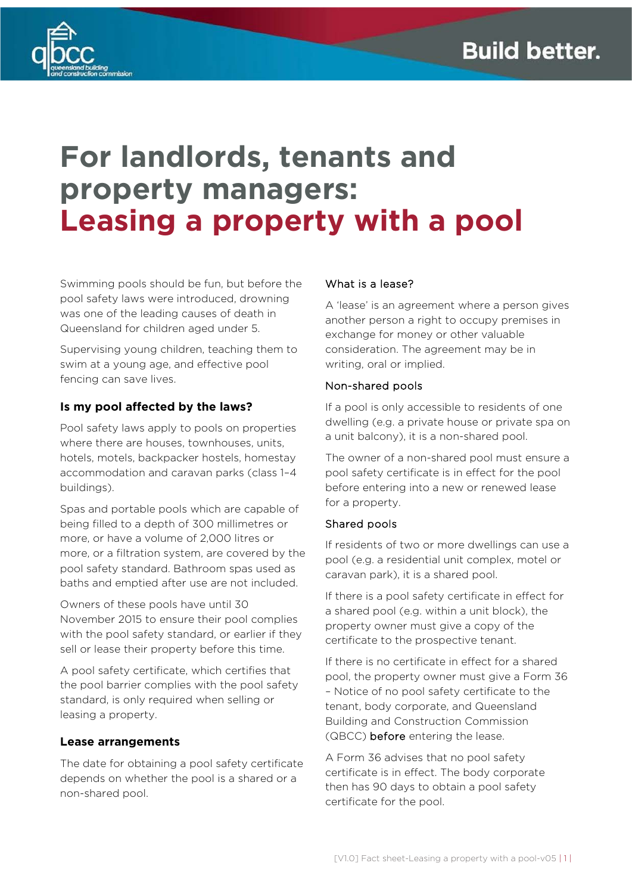# For landlords, tenants and property managers: Leasing a property with a pool

Swimming pools should be fun, but before the pool safety laws were introduced, drowning was one of the leading causes of death in Queensland for children aged under 5.

Supervising young children, teaching them to swim at a young age, and effective pool fencing can save lives.

### Is my pool affected by the laws?

Pool safety laws apply to pools on properties where there are houses, townhouses, units, hotels, motels, backpacker hostels, homestay accommodation and caravan parks (class 1–4 buildings).

Spas and portable pools which are capable of being filled to a depth of 300 millimetres or more, or have a volume of 2,000 litres or more, or a filtration system, are covered by the pool safety standard. Bathroom spas used as baths and emptied after use are not included.

Owners of these pools have until 30 November 2015 to ensure their pool complies with the pool safety standard, or earlier if they sell or lease their property before this time.

A pool safety certificate, which certifies that the pool barrier complies with the pool safety standard, is only required when selling or leasing a property.

### Lease arrangements

The date for obtaining a pool safety certificate depends on whether the pool is a shared or a non-shared pool.

#### What is a lease?

A 'lease' is an agreement where a person gives another person a right to occupy premises in exchange for money or other valuable consideration. The agreement may be in writing, oral or implied.

#### Non-shared pools

If a pool is only accessible to residents of one dwelling (e.g. a private house or private spa on a unit balcony), it is a non-shared pool.

The owner of a non-shared pool must ensure a pool safety certificate is in effect for the pool before entering into a new or renewed lease for a property.

#### Shared pools

If residents of two or more dwellings can use a pool (e.g. a residential unit complex, motel or caravan park), it is a shared pool.

If there is a pool safety certificate in effect for a shared pool (e.g. within a unit block), the property owner must give a copy of the certificate to the prospective tenant.

If there is no certificate in effect for a shared pool, the property owner must give a Form 36 – Notice of no pool safety certificate to the tenant, body corporate, and Queensland Building and Construction Commission (QBCC) **before** entering the lease.

A Form 36 advises that no pool safety certificate is in effect. The body corporate then has 90 days to obtain a pool safety certificate for the pool.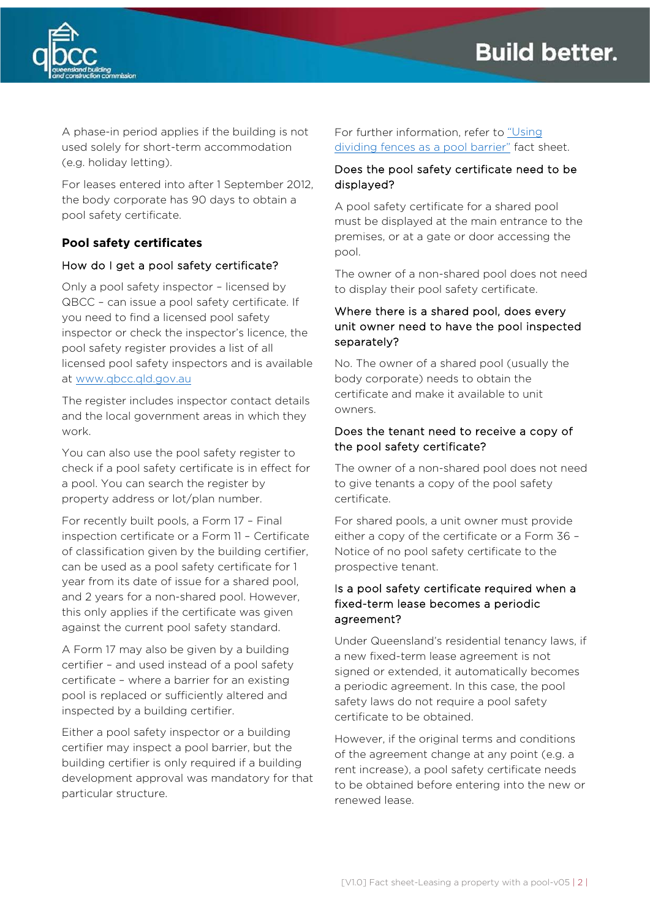A phase-in period applies if the building is not used solely for short-term accommodation (e.g. holiday letting).

For leases entered into after 1 September 2012, the body corporate has 90 days to obtain a pool safety certificate.

## Pool safety certificates

### How do I get a pool safety certificate?

Only a pool safety inspector – licensed by QBCC – can issue a pool safety certificate. If you need to find a licensed pool safety inspector or check the inspector's licence, the pool safety register provides a list of all licensed pool safety inspectors and is available at www.qbcc.qld.gov.au

The register includes inspector contact details and the local government areas in which they work.

You can also use the pool safety register to check if a pool safety certificate is in effect for a pool. You can search the register by property address or lot/plan number.

For recently built pools, a Form 17 – Final inspection certificate or a Form 11 – Certificate of classification given by the building certifier, can be used as a pool safety certificate for 1 year from its date of issue for a shared pool, and 2 years for a non-shared pool. However, this only applies if the certificate was given against the current pool safety standard.

A Form 17 may also be given by a building certifier – and used instead of a pool safety certificate – where a barrier for an existing pool is replaced or sufficiently altered and inspected by a building certifier.

Either a pool safety inspector or a building certifier may inspect a pool barrier, but the building certifier is only required if a building development approval was mandatory for that particular structure.

For further information, refer to "Using dividing fences as a pool barrier" fact sheet.

### Does the pool safety certificate need to be displayed?

A pool safety certificate for a shared pool must be displayed at the main entrance to the premises, or at a gate or door accessing the pool.

The owner of a non-shared pool does not need to display their pool safety certificate.

### Where there is a shared pool, does every unit owner need to have the pool inspected separately?

No. The owner of a shared pool (usually the body corporate) needs to obtain the certificate and make it available to unit owners.

### Does the tenant need to receive a copy of the pool safety certificate?

The owner of a non-shared pool does not need to give tenants a copy of the pool safety certificate.

For shared pools, a unit owner must provide either a copy of the certificate or a Form 36 – Notice of no pool safety certificate to the prospective tenant.

### Is a pool safety certificate required when a fixed-term lease becomes a periodic agreement?

Under Queensland's residential tenancy laws, if a new fixed-term lease agreement is not signed or extended, it automatically becomes a periodic agreement. In this case, the pool safety laws do not require a pool safety certificate to be obtained.

However, if the original terms and conditions of the agreement change at any point (e.g. a rent increase), a pool safety certificate needs to be obtained before entering into the new or renewed lease.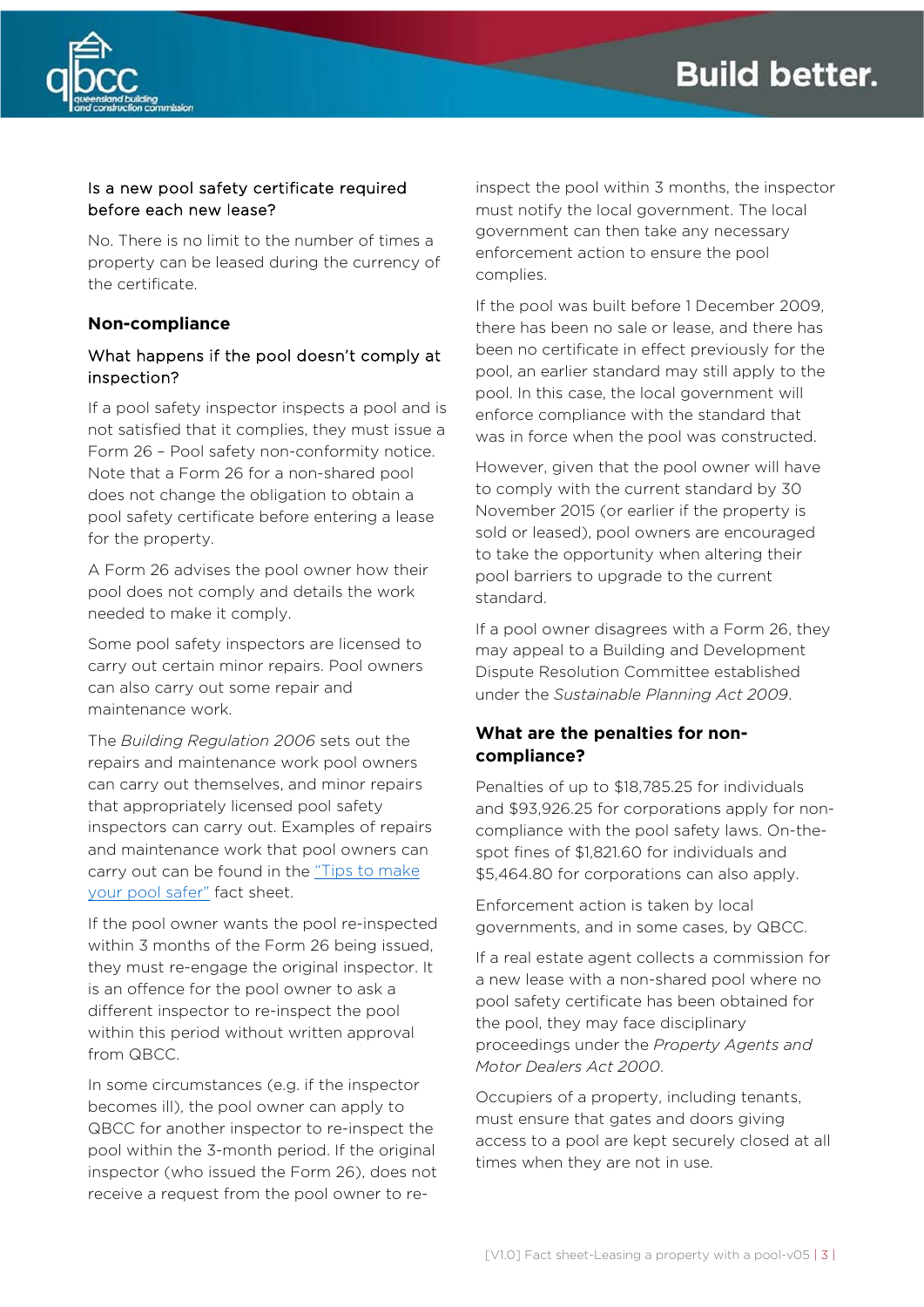### Is a new pool safety certificate required before each new lease?

No. There is no limit to the number of times a property can be leased during the currency of the certificate.

## Non-compliance

### What happens if the pool doesn't comply at inspection?

If a pool safety inspector inspects a pool and is not satisfied that it complies, they must issue a Form 26 – Pool safety non-conformity notice. Note that a Form 26 for a non-shared pool does not change the obligation to obtain a pool safety certificate before entering a lease for the property.

A Form 26 advises the pool owner how their pool does not comply and details the work needed to make it comply.

Some pool safety inspectors are licensed to carry out certain minor repairs. Pool owners can also carry out some repair and maintenance work.

The *Building Regulation 2006* sets out the repairs and maintenance work pool owners can carry out themselves, and minor repairs that appropriately licensed pool safety inspectors can carry out. Examples of repairs and maintenance work that pool owners can carry out can be found in the "Tips to make your pool safer" fact sheet.

If the pool owner wants the pool re-inspected within 3 months of the Form 26 being issued, they must re-engage the original inspector. It is an offence for the pool owner to ask a different inspector to re-inspect the pool within this period without written approval from QBCC.

In some circumstances (e.g. if the inspector becomes ill), the pool owner can apply to QBCC for another inspector to re-inspect the pool within the 3-month period. If the original inspector (who issued the Form 26), does not receive a request from the pool owner to re-inspect the pool within 3 months, the inspector must notify the local government. The local government can then take any necessary enforcement action to ensure the pool complies.

If the pool was built before 1 December 2009, there has been no sale or lease, and there has been no certificate in effect previously for the pool, an earlier standard may still apply to the pool. In this case, the local government will enforce compliance with the standard that was in force when the pool was constructed.

However, given that the pool owner will have to comply with the current standard by 30 November 2015 (or earlier if the property is sold or leased), pool owners are encouraged to take the opportunity when altering their pool barriers to upgrade to the current standard.

If a pool owner disagrees with a Form 26, they may appeal to a Building and Development Dispute Resolution Committee established under the *Sustainable Planning Act 2009*.

## What are the penalties for non-compliance?

Penalties of up to $18,785.25 for individuals and $93,926.25 for corporations apply for non-compliance with the pool safety laws. On-the-spot fines of $1,821.60 for individuals and $5,464.80 for corporations can also apply.

Enforcement action is taken by local governments, and in some cases, by QBCC.

If a real estate agent collects a commission for a new lease with a non-shared pool where no pool safety certificate has been obtained for the pool, they may face disciplinary proceedings under the *Property Agents and Motor Dealers Act 2000*.

Occupiers of a property, including tenants, must ensure that gates and doors giving access to a pool are kept securely closed at all times when they are not in use.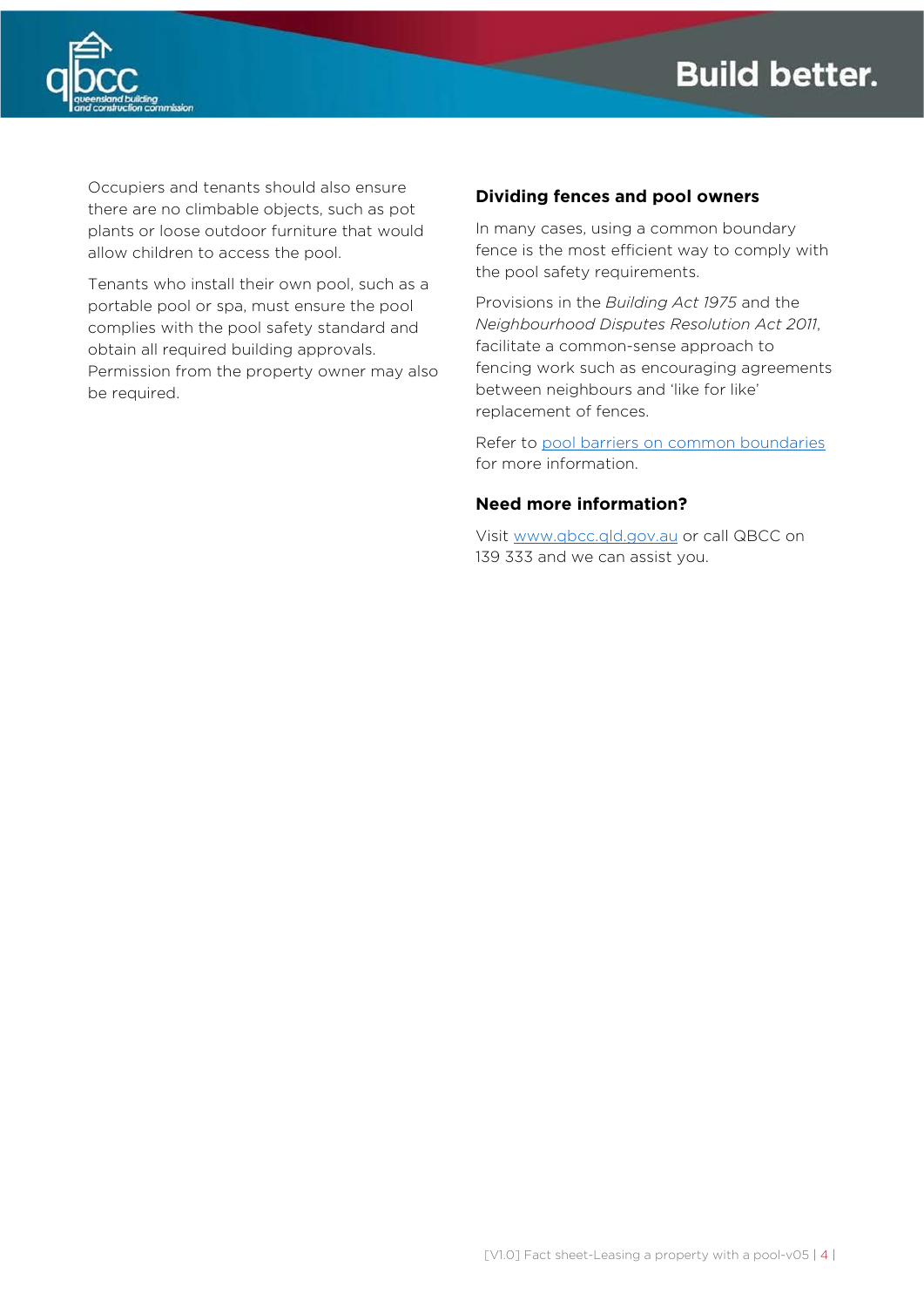Occupiers and tenants should also ensure there are no climbable objects, such as pot plants or loose outdoor furniture that would allow children to access the pool.

Tenants who install their own pool, such as a portable pool or spa, must ensure the pool complies with the pool safety standard and obtain all required building approvals. Permission from the property owner may also be required.

## Dividing fences and pool owners

In many cases, using a common boundary fence is the most efficient way to comply with the pool safety requirements.

Provisions in the *Building Act 1975* and the *Neighbourhood Disputes Resolution Act 2011*, facilitate a common-sense approach to fencing work such as encouraging agreements between neighbours and 'like for like' replacement of fences.

Refer to pool barriers on common boundaries for more information.

## Need more information?

Visit www.qbcc.qld.gov.au or call QBCC on 139 333 and we can assist you.